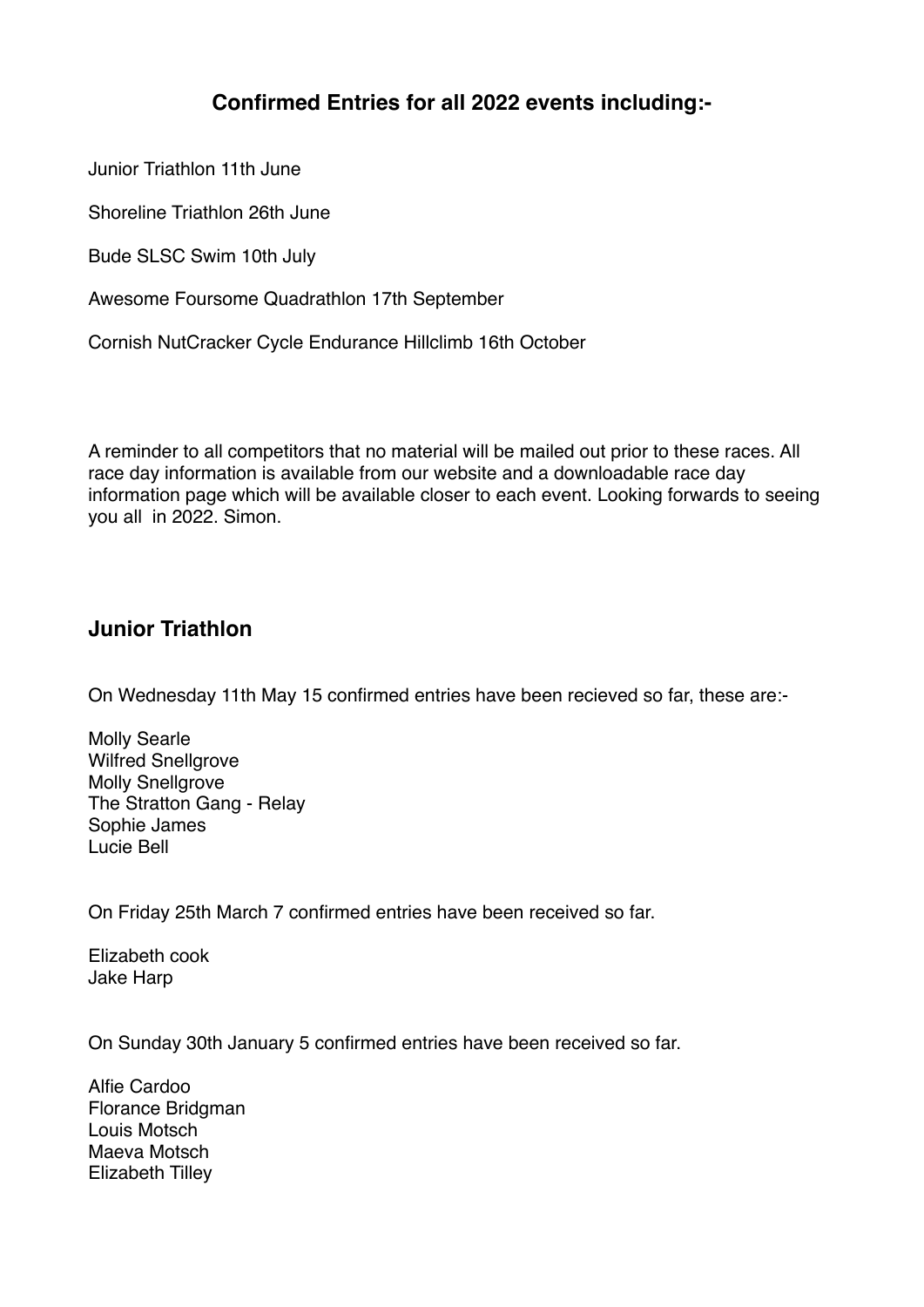## Confirmed Entries for all 2022 events including:-

Junior Triathlon 11th June

Shoreline Triathlon 26th June

Bude SLSC Swim 10th July

Awesome Foursome Quadrathlon 17th September

Cornish NutCracker Cycle Endurance Hillclimb 16th October

A reminder to all competitors that no material will be mailed out prior to these races. All race day information is available from our website and a downloadable race day information page which will be available closer to each event. Looking forwards to seeing you all in 2022. Simon.

## Junior Triathlon

On Wednesday 11th May 15 confirmed entries have been recieved so far, these are:-

Molly Searle
Wilfred Snellgrove
Molly Snellgrove
The Stratton Gang - Relay
Sophie James
Lucie Bell

On Friday 25th March 7 confirmed entries have been received so far.

Elizabeth cook
Jake Harp

On Sunday 30th January 5 confirmed entries have been received so far.

Alfie Cardoo
Florance Bridgman
Louis Motsch
Maeva Motsch
Elizabeth Tilley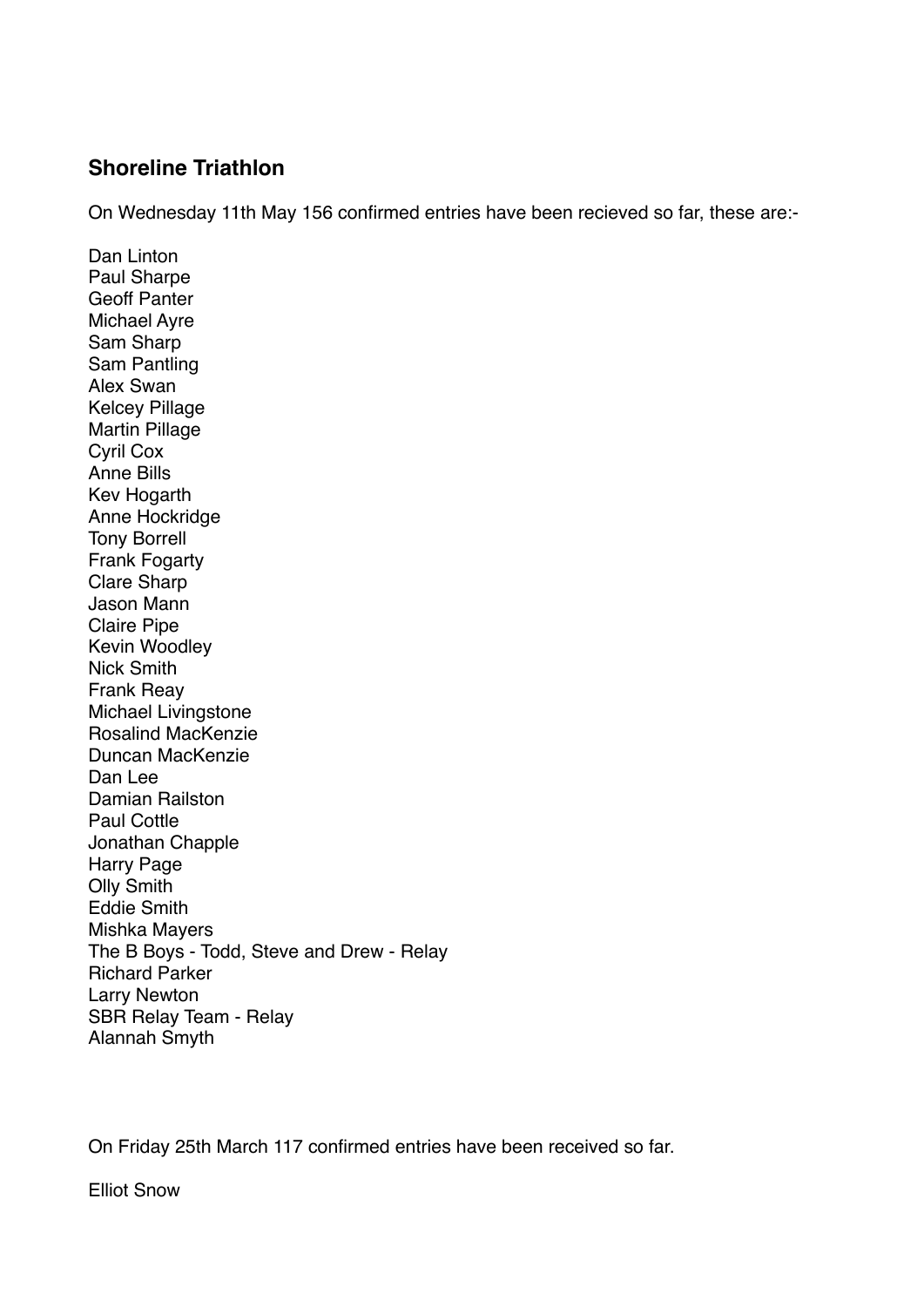## Shoreline Triathlon

On Wednesday 11th May 156 confirmed entries have been recieved so far, these are:-

Dan Linton  
Paul Sharpe  
Geoff Panter  
Michael Ayre  
Sam Sharp  
Sam Pantling  
Alex Swan  
Kelcey Pillage  
Martin Pillage  
Cyril Cox  
Anne Bills  
Kev Hogarth  
Anne Hockridge  
Tony Borrell  
Frank Fogarty  
Clare Sharp  
Jason Mann  
Claire Pipe  
Kevin Woodley  
Nick Smith  
Frank Reay  
Michael Livingstone  
Rosalind MacKenzie  
Duncan MacKenzie  
Dan Lee  
Damian Railston  
Paul Cottle  
Jonathan Chapple  
Harry Page  
Olly Smith  
Eddie Smith  
Mishka Mayers  
The B Boys - Todd, Steve and Drew - Relay  
Richard Parker  
Larry Newton  
SBR Relay Team - Relay  
Alannah Smyth

On Friday 25th March 117 confirmed entries have been received so far.

Elliot Snow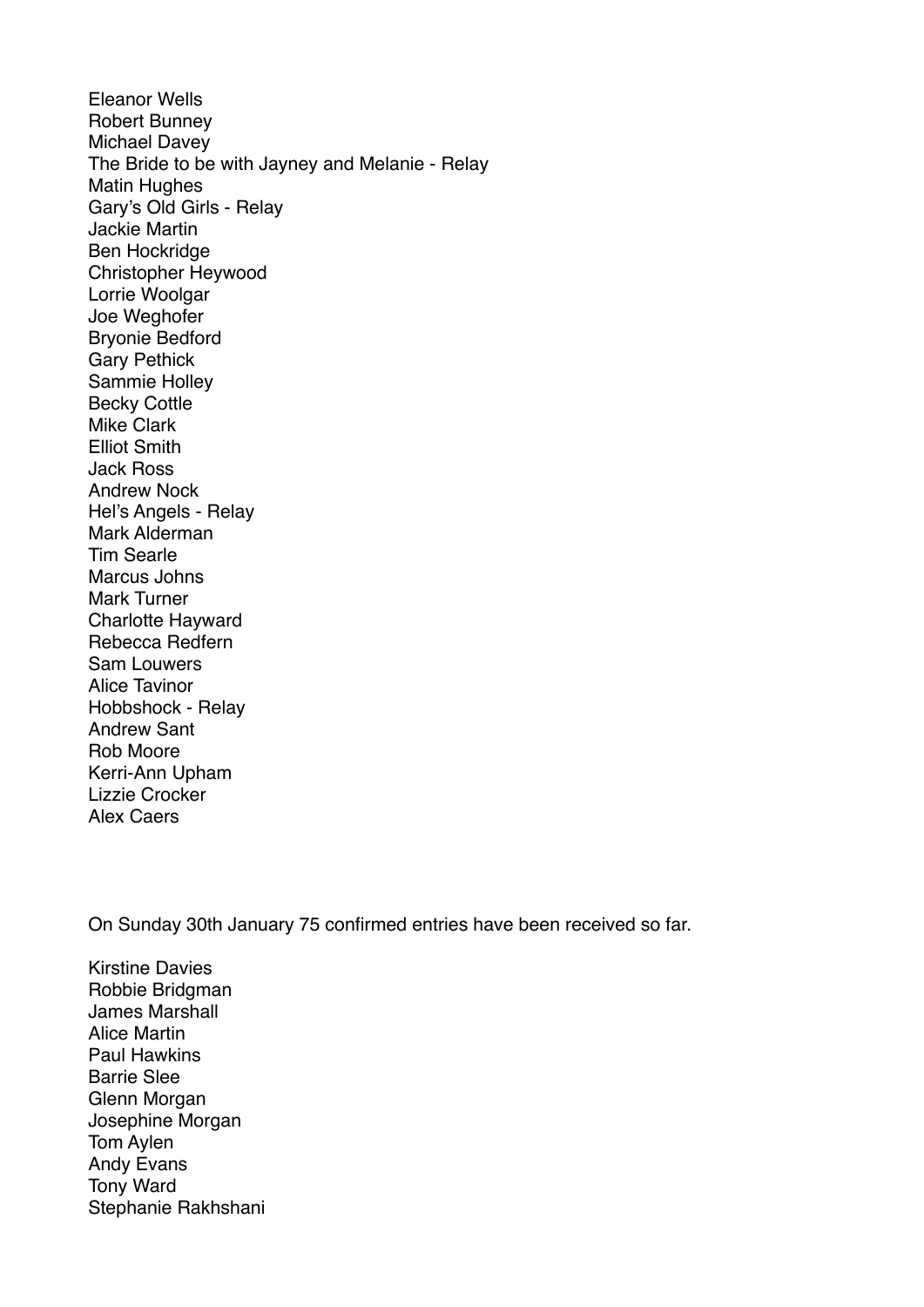Eleanor Wells  
Robert Bunney  
Michael Davey  
The Bride to be with Jayney and Melanie - Relay  
Matin Hughes  
Gary's Old Girls - Relay  
Jackie Martin  
Ben Hockridge  
Christopher Heywood  
Lorrie Woolgar  
Joe Weghofer  
Bryonie Bedford  
Gary Pethick  
Sammie Holley  
Becky Cottle  
Mike Clark  
Elliot Smith  
Jack Ross  
Andrew Nock  
Hel's Angels - Relay  
Mark Alderman  
Tim Searle  
Marcus Johns  
Mark Turner  
Charlotte Hayward  
Rebecca Redfern  
Sam Louwers  
Alice Tavinor  
Hobbshock - Relay  
Andrew Sant  
Rob Moore  
Kerri-Ann Upham  
Lizzie Crocker  
Alex Caers

On Sunday 30th January 75 confirmed entries have been received so far.

Kirstine Davies  
Robbie Bridgman  
James Marshall  
Alice Martin  
Paul Hawkins  
Barrie Slee  
Glenn Morgan  
Josephine Morgan  
Tom Aylen  
Andy Evans  
Tony Ward  
Stephanie Rakhshani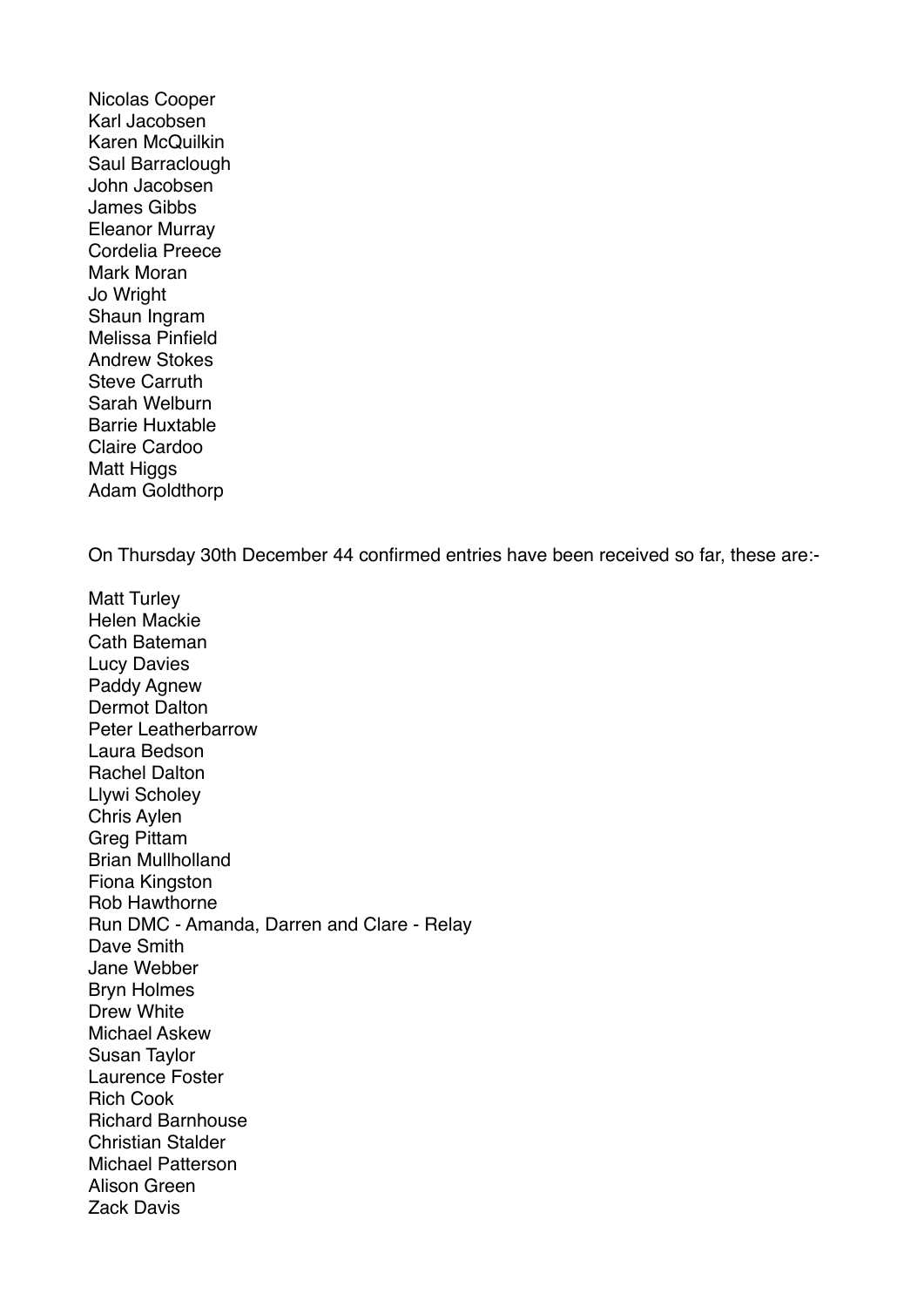Nicolas Cooper
Karl Jacobsen
Karen McQuilkin
Saul Barraclough
John Jacobsen
James Gibbs
Eleanor Murray
Cordelia Preece
Mark Moran
Jo Wright
Shaun Ingram
Melissa Pinfield
Andrew Stokes
Steve Carruth
Sarah Welburn
Barrie Huxtable
Claire Cardoo
Matt Higgs
Adam Goldthorp

On Thursday 30th December 44 confirmed entries have been received so far, these are:-

Matt Turley
Helen Mackie
Cath Bateman
Lucy Davies
Paddy Agnew
Dermot Dalton
Peter Leatherbarrow
Laura Bedson
Rachel Dalton
Llywi Scholey
Chris Aylen
Greg Pittam
Brian Mullholland
Fiona Kingston
Rob Hawthorne
Run DMC - Amanda, Darren and Clare - Relay
Dave Smith
Jane Webber
Bryn Holmes
Drew White
Michael Askew
Susan Taylor
Laurence Foster
Rich Cook
Richard Barnhouse
Christian Stalder
Michael Patterson
Alison Green
Zack Davis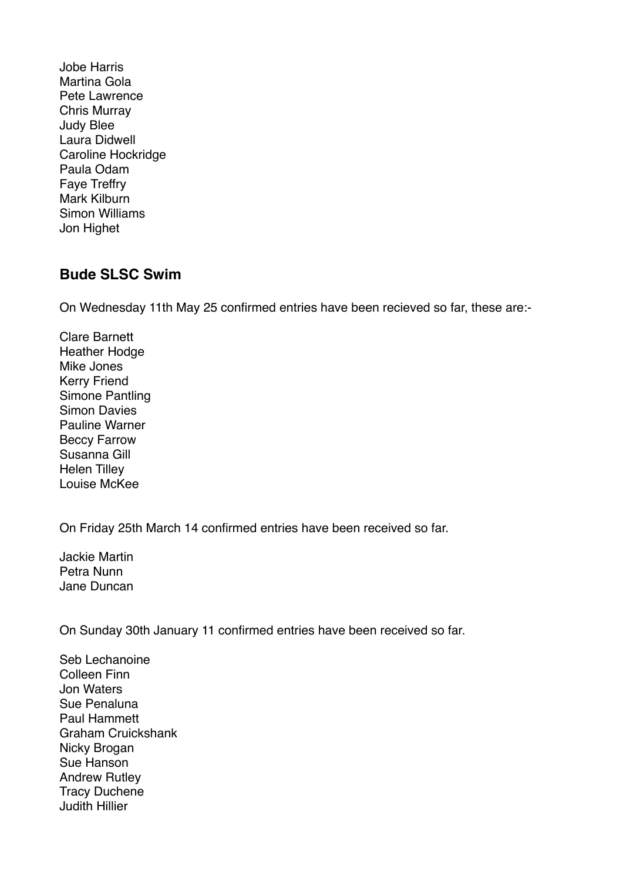Jobe Harris
Martina Gola
Pete Lawrence
Chris Murray
Judy Blee
Laura Didwell
Caroline Hockridge
Paula Odam
Faye Treffry
Mark Kilburn
Simon Williams
Jon Highet

### Bude SLSC Swim

On Wednesday 11th May 25 confirmed entries have been recieved so far, these are:-

Clare Barnett
Heather Hodge
Mike Jones
Kerry Friend
Simone Pantling
Simon Davies
Pauline Warner
Beccy Farrow
Susanna Gill
Helen Tilley
Louise McKee

On Friday 25th March 14 confirmed entries have been received so far.

Jackie Martin
Petra Nunn
Jane Duncan

On Sunday 30th January 11 confirmed entries have been received so far.

Seb Lechanoine
Colleen Finn
Jon Waters
Sue Penaluna
Paul Hammett
Graham Cruickshank
Nicky Brogan
Sue Hanson
Andrew Rutley
Tracy Duchene
Judith Hillier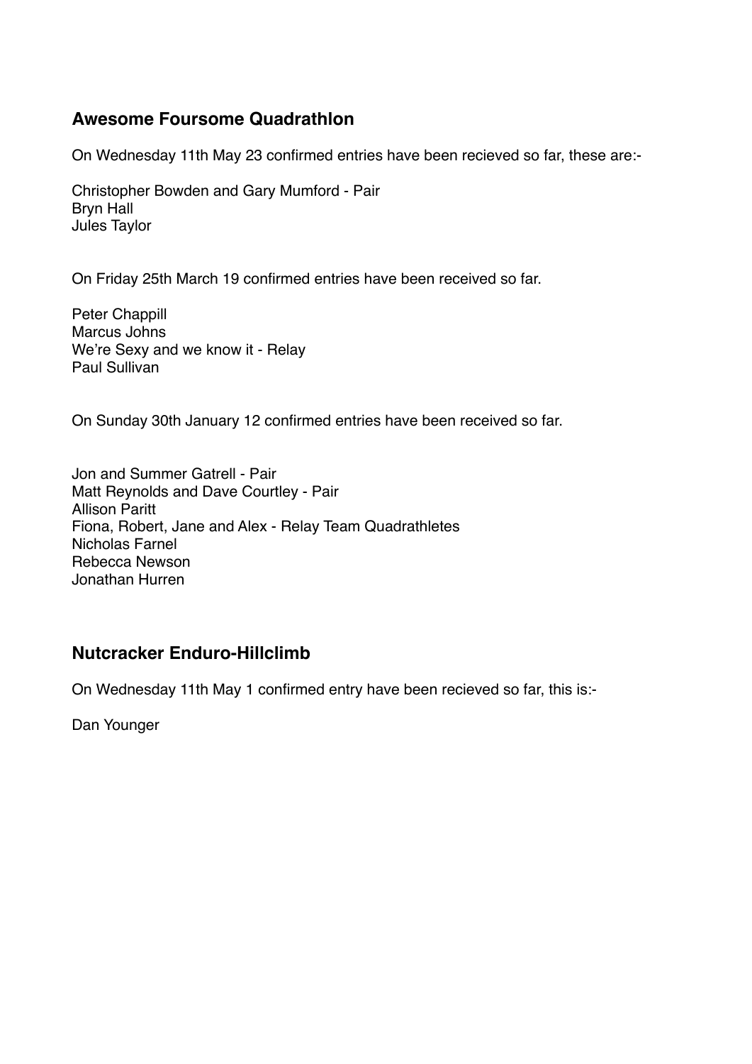## Awesome Foursome Quadrathlon

On Wednesday 11th May 23 confirmed entries have been recieved so far, these are:-

Christopher Bowden and Gary Mumford - Pair  
Bryn Hall  
Jules Taylor

On Friday 25th March 19 confirmed entries have been received so far.

Peter Chappill  
Marcus Johns  
We're Sexy and we know it - Relay  
Paul Sullivan

On Sunday 30th January 12 confirmed entries have been received so far.

Jon and Summer Gatrell - Pair  
Matt Reynolds and Dave Courtley - Pair  
Allison Paritt  
Fiona, Robert, Jane and Alex - Relay Team Quadrathletes  
Nicholas Farnel  
Rebecca Newson  
Jonathan Hurren

## Nutcracker Enduro-Hillclimb

On Wednesday 11th May 1 confirmed entry have been recieved so far, this is:-

Dan Younger